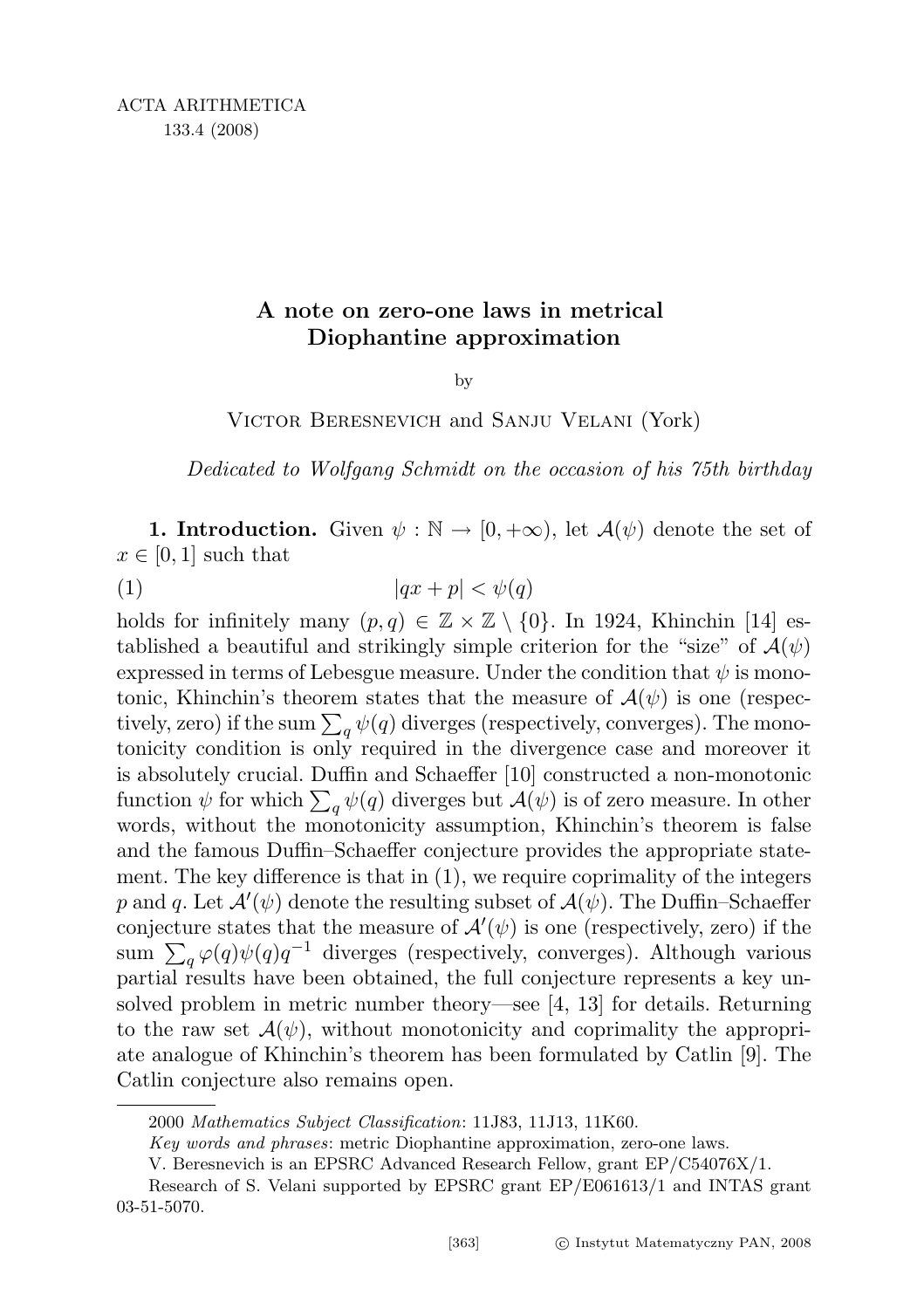# A note on zero-one laws in metrical Diophantine approximation

by

Victor Beresnevich and Sanju Velani (York)

*Dedicated to Wolfgang Schmidt on the occasion of his 75th birthday*

**1. Introduction.** Given $\psi : \mathbb{N} \to [0, +\infty)$, let $\mathcal{A}(\psi)$ denote the set of $x \in [0,1]$ such that

$$|qx + p| < \psi(q) \tag{1}$$

holds for infinitely many $(p,q) \in \mathbb{Z} \times \mathbb{Z} \setminus \{0\}$. In 1924, Khinchin [14] established a beautiful and strikingly simple criterion for the "size" of $\mathcal{A}(\psi)$ expressed in terms of Lebesgue measure. Under the condition that $\psi$ is monotonic, Khinchin's theorem states that the measure of $\mathcal{A}(\psi)$ is one (respectively, zero) if the sum $\sum_q \psi(q)$ diverges (respectively, converges). The monotonicity condition is only required in the divergence case and moreover it is absolutely crucial. Duffin and Schaeffer [10] constructed a non-monotonic function $\psi$ for which $\sum_q \psi(q)$ diverges but $\mathcal{A}(\psi)$ is of zero measure. In other words, without the monotonicity assumption, Khinchin's theorem is false and the famous Duffin–Schaeffer conjecture provides the appropriate statement. The key difference is that in (1), we require coprimality of the integers $p$ and $q$. Let $\mathcal{A}'(\psi)$ denote the resulting subset of $\mathcal{A}(\psi)$. The Duffin–Schaeffer conjecture states that the measure of $\mathcal{A}'(\psi)$ is one (respectively, zero) if the sum $\sum_q \varphi(q)\psi(q)q^{-1}$ diverges (respectively, converges). Although various partial results have been obtained, the full conjecture represents a key unsolved problem in metric number theory—see [4, 13] for details. Returning to the raw set $\mathcal{A}(\psi)$, without monotonicity and coprimality the appropriate analogue of Khinchin's theorem has been formulated by Catlin [9]. The Catlin conjecture also remains open.

---

2000 *Mathematics Subject Classification*: 11J83, 11J13, 11K60.

*Key words and phrases*: metric Diophantine approximation, zero-one laws.

V. Beresnevich is an EPSRC Advanced Research Fellow, grant EP/C54076X/1.

Research of S. Velani supported by EPSRC grant EP/E061613/1 and INTAS grant 03-51-5070.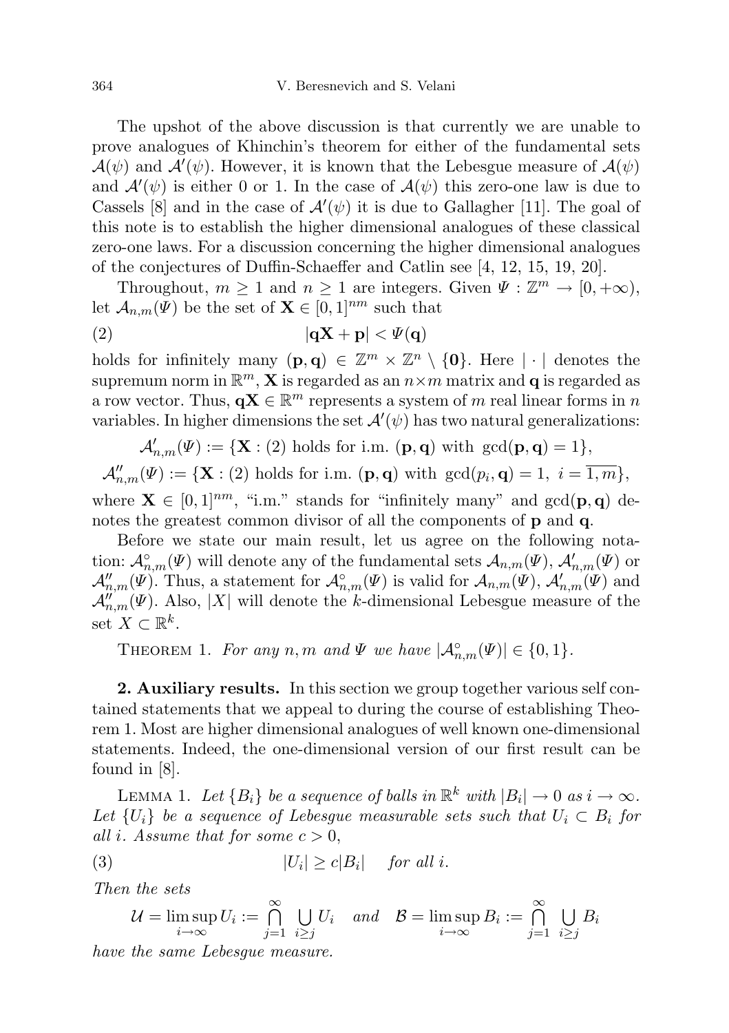The upshot of the above discussion is that currently we are unable to prove analogues of Khinchin's theorem for either of the fundamental sets $\mathcal{A}(\psi)$ and $\mathcal{A}'(\psi)$. However, it is known that the Lebesgue measure of $\mathcal{A}(\psi)$ and $\mathcal{A}'(\psi)$ is either 0 or 1. In the case of $\mathcal{A}(\psi)$ this zero-one law is due to Cassels [8] and in the case of $\mathcal{A}'(\psi)$ it is due to Gallagher [11]. The goal of this note is to establish the higher dimensional analogues of these classical zero-one laws. For a discussion concerning the higher dimensional analogues of the conjectures of Duffin-Schaeffer and Catlin see [4, 12, 15, 19, 20].

Throughout, $m \geq 1$ and $n \geq 1$ are integers. Given $\Psi : \mathbb{Z}^m \to [0, +\infty)$, let $\mathcal{A}_{n,m}(\Psi)$ be the set of $\mathbf{X} \in [0,1]^{nm}$ such that

$$|\mathbf{q}\mathbf{X} + \mathbf{p}| < \Psi(\mathbf{q}) \tag{2}$$

holds for infinitely many $(\mathbf{p}, \mathbf{q}) \in \mathbb{Z}^m \times \mathbb{Z}^n \setminus \{\mathbf{0}\}$. Here $|\cdot|$ denotes the supremum norm in $\mathbb{R}^m$, $\mathbf{X}$ is regarded as an $n \times m$ matrix and $\mathbf{q}$ is regarded as a row vector. Thus, $\mathbf{q}\mathbf{X} \in \mathbb{R}^m$ represents a system of $m$ real linear forms in $n$ variables. In higher dimensions the set $\mathcal{A}'(\psi)$ has two natural generalizations:

$$\mathcal{A}'_{n,m}(\Psi) := \{\mathbf{X} : (2) \text{ holds for i.m. } (\mathbf{p}, \mathbf{q}) \text{ with } \gcd(\mathbf{p}, \mathbf{q}) = 1\},$$

$$\mathcal{A}''_{n,m}(\Psi) := \{\mathbf{X} : (2) \text{ holds for i.m. } (\mathbf{p}, \mathbf{q}) \text{ with } \gcd(p_i, \mathbf{q}) = 1,\ i = \overline{1, m}\},$$

where $\mathbf{X} \in [0,1]^{nm}$, "i.m." stands for "infinitely many" and $\gcd(\mathbf{p}, \mathbf{q})$ denotes the greatest common divisor of all the components of $\mathbf{p}$ and $\mathbf{q}$.

Before we state our main result, let us agree on the following notation: $\mathcal{A}^{\circ}_{n,m}(\Psi)$ will denote any of the fundamental sets $\mathcal{A}_{n,m}(\Psi)$, $\mathcal{A}'_{n,m}(\Psi)$ or $\mathcal{A}''_{n,m}(\Psi)$. Thus, a statement for $\mathcal{A}^{\circ}_{n,m}(\Psi)$ is valid for $\mathcal{A}_{n,m}(\Psi)$, $\mathcal{A}'_{n,m}(\Psi)$ and $\mathcal{A}''_{n,m}(\Psi)$. Also, $|X|$ will denote the $k$-dimensional Lebesgue measure of the set $X \subset \mathbb{R}^k$.

Theorem 1. *For any $n, m$ and $\Psi$ we have $|\mathcal{A}^{\circ}_{n,m}(\Psi)| \in \{0, 1\}$.*

**2. Auxiliary results.** In this section we group together various self contained statements that we appeal to during the course of establishing Theorem 1. Most are higher dimensional analogues of well known one-dimensional statements. Indeed, the one-dimensional version of our first result can be found in [8].

Lemma 1. *Let $\{B_i\}$ be a sequence of balls in $\mathbb{R}^k$ with $|B_i| \to 0$ as $i \to \infty$. Let $\{U_i\}$ be a sequence of Lebesgue measurable sets such that $U_i \subset B_i$ for all $i$. Assume that for some $c > 0$,*

$$|U_i| \geq c|B_i| \quad \text{for all } i. \tag{3}$$

*Then the sets*

$$\mathcal{U} = \limsup_{i \to \infty} U_i := \bigcap_{j=1}^{\infty} \bigcup_{i \geq j} U_i \quad \text{and} \quad \mathcal{B} = \limsup_{i \to \infty} B_i := \bigcap_{j=1}^{\infty} \bigcup_{i \geq j} B_i$$

*have the same Lebesgue measure.*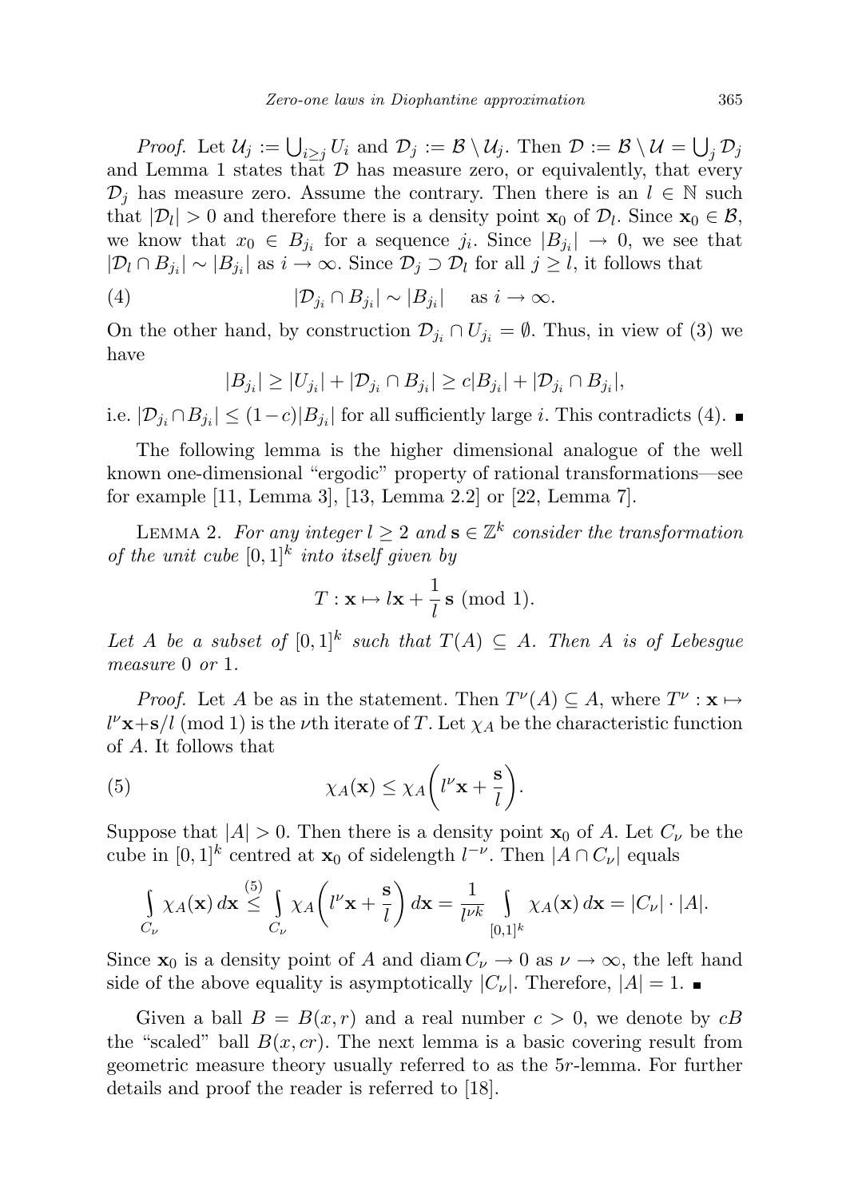*Proof.* Let $\mathcal{U}_j := \bigcup_{i \geq j} U_i$ and $\mathcal{D}_j := \mathcal{B} \setminus \mathcal{U}_j$. Then $\mathcal{D} := \mathcal{B} \setminus \mathcal{U} = \bigcup_j \mathcal{D}_j$ and Lemma 1 states that $\mathcal{D}$ has measure zero, or equivalently, that every $\mathcal{D}_j$ has measure zero. Assume the contrary. Then there is an $l \in \mathbb{N}$ such that $|\mathcal{D}_l| > 0$ and therefore there is a density point $\mathbf{x}_0$ of $\mathcal{D}_l$. Since $\mathbf{x}_0 \in \mathcal{B}$, we know that $x_0 \in B_{j_i}$ for a sequence $j_i$. Since $|B_{j_i}| \to 0$, we see that $|\mathcal{D}_l \cap B_{j_i}| \sim |B_{j_i}|$ as $i \to \infty$. Since $\mathcal{D}_j \supset \mathcal{D}_l$ for all $j \geq l$, it follows that

$$|\mathcal{D}_{j_i} \cap B_{j_i}| \sim |B_{j_i}| \quad \text{as } i \to \infty. \tag{4}$$

On the other hand, by construction $\mathcal{D}_{j_i} \cap U_{j_i} = \emptyset$. Thus, in view of (3) we have

$$|B_{j_i}| \geq |U_{j_i}| + |\mathcal{D}_{j_i} \cap B_{j_i}| \geq c|B_{j_i}| + |\mathcal{D}_{j_i} \cap B_{j_i}|,$$

i.e. $|\mathcal{D}_{j_i} \cap B_{j_i}| \leq (1-c)|B_{j_i}|$ for all sufficiently large $i$. This contradicts (4). ∎

The following lemma is the higher dimensional analogue of the well known one-dimensional "ergodic" property of rational transformations—see for example [11, Lemma 3], [13, Lemma 2.2] or [22, Lemma 7].

LEMMA 2. *For any integer $l \geq 2$ and $\mathbf{s} \in \mathbb{Z}^k$ consider the transformation of the unit cube $[0,1]^k$ into itself given by*

$$T : \mathbf{x} \mapsto l\mathbf{x} + \frac{1}{l}\,\mathbf{s} \ (\text{mod } 1).$$

*Let $A$ be a subset of $[0,1]^k$ such that $T(A) \subseteq A$. Then $A$ is of Lebesgue measure $0$ or $1$.*

*Proof.* Let $A$ be as in the statement. Then $T^\nu(A) \subseteq A$, where $T^\nu : \mathbf{x} \mapsto l^\nu \mathbf{x} + \mathbf{s}/l \ (\text{mod } 1)$ is the $\nu$th iterate of $T$. Let $\chi_A$ be the characteristic function of $A$. It follows that

$$\chi_A(\mathbf{x}) \leq \chi_A\biggl(l^\nu \mathbf{x} + \frac{\mathbf{s}}{l}\biggr). \tag{5}$$

Suppose that $|A| > 0$. Then there is a density point $\mathbf{x}_0$ of $A$. Let $C_\nu$ be the cube in $[0,1]^k$ centred at $\mathbf{x}_0$ of sidelength $l^{-\nu}$. Then $|A \cap C_\nu|$ equals

$$\int_{C_\nu} \chi_A(\mathbf{x})\, d\mathbf{x} \overset{(5)}{\leq} \int_{C_\nu} \chi_A\biggl(l^\nu \mathbf{x} + \frac{\mathbf{s}}{l}\biggr) d\mathbf{x} = \frac{1}{l^{\nu k}} \int_{[0,1]^k} \chi_A(\mathbf{x})\, d\mathbf{x} = |C_\nu| \cdot |A|.$$

Since $\mathbf{x}_0$ is a density point of $A$ and $\operatorname{diam} C_\nu \to 0$ as $\nu \to \infty$, the left hand side of the above equality is asymptotically $|C_\nu|$. Therefore, $|A| = 1$. ∎

Given a ball $B = B(x,r)$ and a real number $c > 0$, we denote by $cB$ the "scaled" ball $B(x, cr)$. The next lemma is a basic covering result from geometric measure theory usually referred to as the $5r$-lemma. For further details and proof the reader is referred to [18].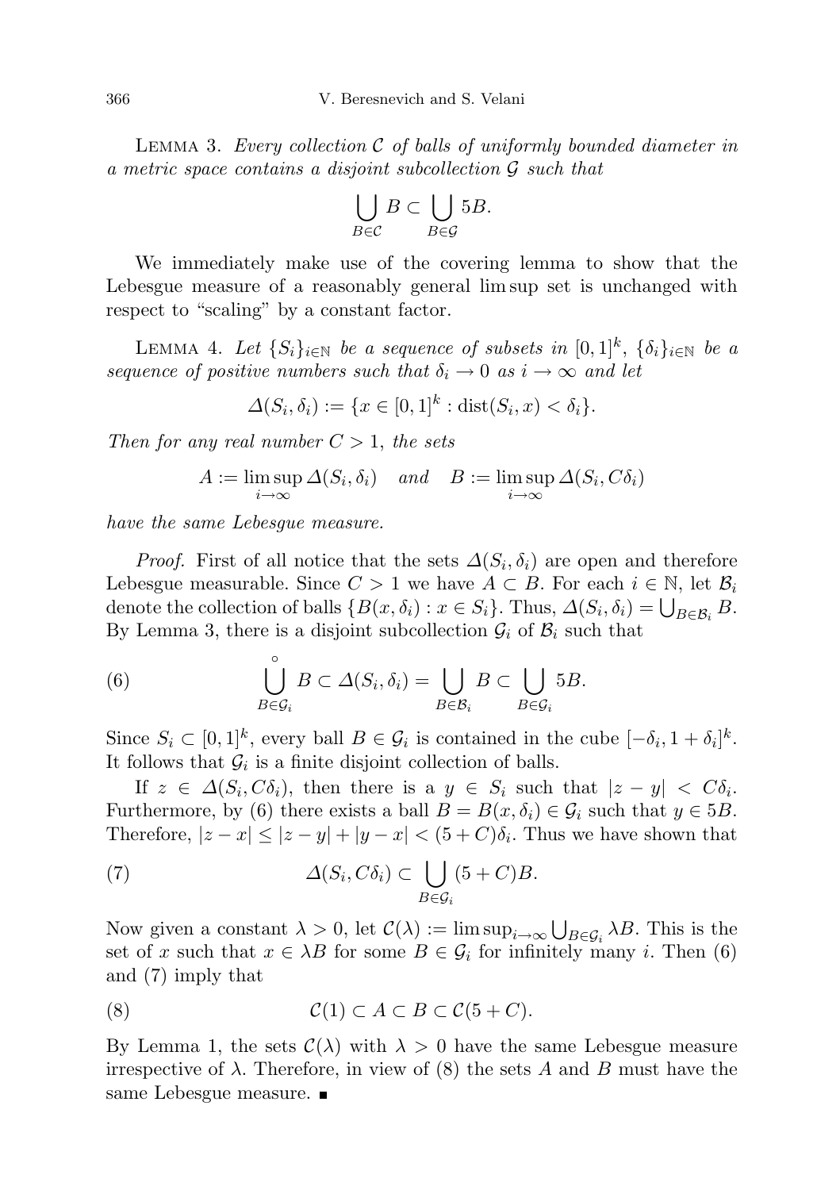Lemma 3. *Every collection $\mathcal{C}$ of balls of uniformly bounded diameter in a metric space contains a disjoint subcollection $\mathcal{G}$ such that*

$$\bigcup_{B\in\mathcal{C}} B \subset \bigcup_{B\in\mathcal{G}} 5B.$$

We immediately make use of the covering lemma to show that the Lebesgue measure of a reasonably general lim sup set is unchanged with respect to "scaling" by a constant factor.

Lemma 4. *Let $\{S_i\}_{i\in\mathbb{N}}$ be a sequence of subsets in $[0,1]^k$, $\{\delta_i\}_{i\in\mathbb{N}}$ be a sequence of positive numbers such that $\delta_i \to 0$ as $i\to\infty$ and let*

$$\Delta(S_i,\delta_i) := \{x\in[0,1]^k : \operatorname{dist}(S_i,x) < \delta_i\}.$$

*Then for any real number $C>1$, the sets*

$$A := \limsup_{i\to\infty} \Delta(S_i,\delta_i) \quad \text{and} \quad B := \limsup_{i\to\infty} \Delta(S_i,C\delta_i)$$

*have the same Lebesgue measure.*

*Proof.* First of all notice that the sets $\Delta(S_i,\delta_i)$ are open and therefore Lebesgue measurable. Since $C>1$ we have $A\subset B$. For each $i\in\mathbb{N}$, let $\mathcal{B}_i$ denote the collection of balls $\{B(x,\delta_i) : x\in S_i\}$. Thus, $\Delta(S_i,\delta_i) = \bigcup_{B\in\mathcal{B}_i} B$. By Lemma 3, there is a disjoint subcollection $\mathcal{G}_i$ of $\mathcal{B}_i$ such that

$$\overset{\circ}{\bigcup_{B\in\mathcal{G}_i}} B \subset \Delta(S_i,\delta_i) = \bigcup_{B\in\mathcal{B}_i} B \subset \bigcup_{B\in\mathcal{G}_i} 5B. \tag{6}$$

Since $S_i\subset[0,1]^k$, every ball $B\in\mathcal{G}_i$ is contained in the cube $[-\delta_i,1+\delta_i]^k$. It follows that $\mathcal{G}_i$ is a finite disjoint collection of balls.

If $z\in\Delta(S_i,C\delta_i)$, then there is a $y\in S_i$ such that $|z-y|<C\delta_i$. Furthermore, by (6) there exists a ball $B=B(x,\delta_i)\in\mathcal{G}_i$ such that $y\in 5B$. Therefore, $|z-x|\le|z-y|+|y-x|<(5+C)\delta_i$. Thus we have shown that

$$\Delta(S_i,C\delta_i) \subset \bigcup_{B\in\mathcal{G}_i} (5+C)B. \tag{7}$$

Now given a constant $\lambda>0$, let $\mathcal{C}(\lambda) := \limsup_{i\to\infty}\bigcup_{B\in\mathcal{G}_i}\lambda B$. This is the set of $x$ such that $x\in\lambda B$ for some $B\in\mathcal{G}_i$ for infinitely many $i$. Then (6) and (7) imply that

$$\mathcal{C}(1) \subset A \subset B \subset \mathcal{C}(5+C). \tag{8}$$

By Lemma 1, the sets $\mathcal{C}(\lambda)$ with $\lambda>0$ have the same Lebesgue measure irrespective of $\lambda$. Therefore, in view of (8) the sets $A$ and $B$ must have the same Lebesgue measure. ∎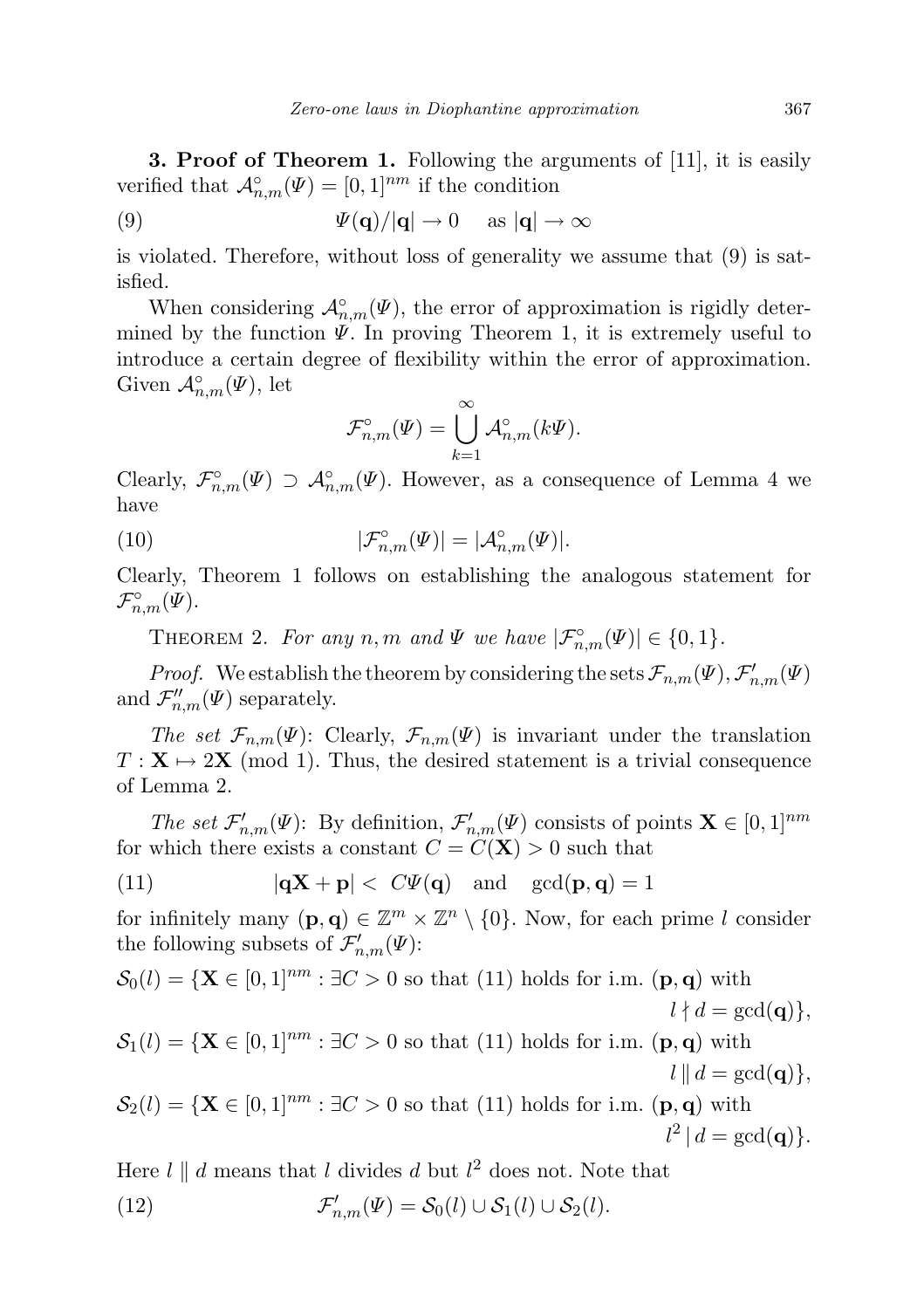**3. Proof of Theorem 1.** Following the arguments of [11], it is easily verified that $\mathcal{A}^\circ_{n,m}(\Psi) = [0,1]^{nm}$ if the condition

$$\Psi(\mathbf{q})/|\mathbf{q}| \to 0 \quad \text{as } |\mathbf{q}| \to \infty \tag{9}$$

is violated. Therefore, without loss of generality we assume that (9) is satisfied.

When considering $\mathcal{A}^\circ_{n,m}(\Psi)$, the error of approximation is rigidly determined by the function $\Psi$. In proving Theorem 1, it is extremely useful to introduce a certain degree of flexibility within the error of approximation. Given $\mathcal{A}^\circ_{n,m}(\Psi)$, let

$$\mathcal{F}^\circ_{n,m}(\Psi) = \bigcup_{k=1}^{\infty} \mathcal{A}^\circ_{n,m}(k\Psi).$$

Clearly, $\mathcal{F}^\circ_{n,m}(\Psi) \supset \mathcal{A}^\circ_{n,m}(\Psi)$. However, as a consequence of Lemma 4 we have

$$|\mathcal{F}^\circ_{n,m}(\Psi)| = |\mathcal{A}^\circ_{n,m}(\Psi)|. \tag{10}$$

Clearly, Theorem 1 follows on establishing the analogous statement for $\mathcal{F}^\circ_{n,m}(\Psi)$.

THEOREM 2. *For any $n, m$ and $\Psi$ we have $|\mathcal{F}^\circ_{n,m}(\Psi)| \in \{0,1\}$.*

*Proof.* We establish the theorem by considering the sets $\mathcal{F}_{n,m}(\Psi), \mathcal{F}'_{n,m}(\Psi)$ and $\mathcal{F}''_{n,m}(\Psi)$ separately.

*The set $\mathcal{F}_{n,m}(\Psi)$*: Clearly, $\mathcal{F}_{n,m}(\Psi)$ is invariant under the translation $T : \mathbf{X} \mapsto 2\mathbf{X} \pmod 1$. Thus, the desired statement is a trivial consequence of Lemma 2.

*The set $\mathcal{F}'_{n,m}(\Psi)$*: By definition, $\mathcal{F}'_{n,m}(\Psi)$ consists of points $\mathbf{X} \in [0,1]^{nm}$ for which there exists a constant $C = C(\mathbf{X}) > 0$ such that

$$|\mathbf{q}\mathbf{X} + \mathbf{p}| < C\Psi(\mathbf{q}) \quad \text{and} \quad \gcd(\mathbf{p}, \mathbf{q}) = 1 \tag{11}$$

for infinitely many $(\mathbf{p}, \mathbf{q}) \in \mathbb{Z}^m \times \mathbb{Z}^n \setminus \{0\}$. Now, for each prime $l$ consider the following subsets of $\mathcal{F}'_{n,m}(\Psi)$:

$$\mathcal{S}_0(l) = \{\mathbf{X} \in [0,1]^{nm} : \exists C > 0 \text{ so that (11) holds for i.m. } (\mathbf{p},\mathbf{q}) \text{ with } l \nmid d = \gcd(\mathbf{q})\},$$

$$\mathcal{S}_1(l) = \{\mathbf{X} \in [0,1]^{nm} : \exists C > 0 \text{ so that (11) holds for i.m. } (\mathbf{p},\mathbf{q}) \text{ with } l \parallel d = \gcd(\mathbf{q})\},$$

$$\mathcal{S}_2(l) = \{\mathbf{X} \in [0,1]^{nm} : \exists C > 0 \text{ so that (11) holds for i.m. } (\mathbf{p},\mathbf{q}) \text{ with } l^2 \mid d = \gcd(\mathbf{q})\}.$$

Here $l \parallel d$ means that $l$ divides $d$ but $l^2$ does not. Note that

$$\mathcal{F}'_{n,m}(\Psi) = \mathcal{S}_0(l) \cup \mathcal{S}_1(l) \cup \mathcal{S}_2(l). \tag{12}$$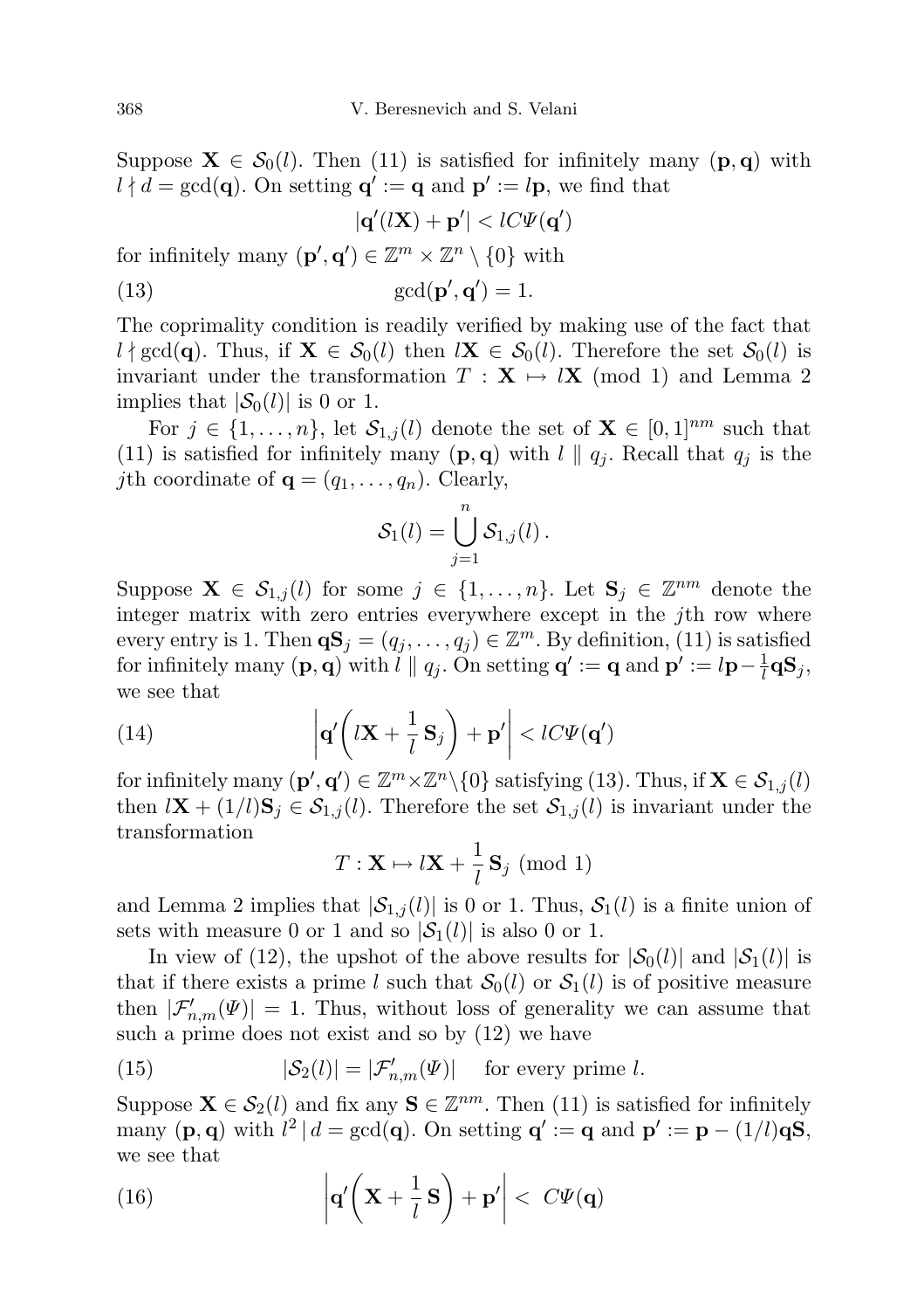Suppose $\mathbf{X} \in \mathcal{S}_0(l)$. Then (11) is satisfied for infinitely many $(\mathbf{p},\mathbf{q})$ with $l \nmid d = \gcd(\mathbf{q})$. On setting $\mathbf{q}' := \mathbf{q}$ and $\mathbf{p}' := l\mathbf{p}$, we find that

$$|\mathbf{q}'(l\mathbf{X}) + \mathbf{p}'| < lC\Psi(\mathbf{q}')$$

for infinitely many $(\mathbf{p}',\mathbf{q}') \in \mathbb{Z}^m \times \mathbb{Z}^n \setminus \{0\}$ with

$$\gcd(\mathbf{p}',\mathbf{q}') = 1. \tag{13}$$

The coprimality condition is readily verified by making use of the fact that $l \nmid \gcd(\mathbf{q})$. Thus, if $\mathbf{X} \in \mathcal{S}_0(l)$ then $l\mathbf{X} \in \mathcal{S}_0(l)$. Therefore the set $\mathcal{S}_0(l)$ is invariant under the transformation $T : \mathbf{X} \mapsto l\mathbf{X} \pmod 1$ and Lemma 2 implies that $|\mathcal{S}_0(l)|$ is 0 or 1.

For $j \in \{1,\dots,n\}$, let $\mathcal{S}_{1,j}(l)$ denote the set of $\mathbf{X} \in [0,1]^{nm}$ such that (11) is satisfied for infinitely many $(\mathbf{p},\mathbf{q})$ with $l \parallel q_j$. Recall that $q_j$ is the $j$th coordinate of $\mathbf{q} = (q_1,\dots,q_n)$. Clearly,

$$\mathcal{S}_1(l) = \bigcup_{j=1}^{n} \mathcal{S}_{1,j}(l)\,.$$

Suppose $\mathbf{X} \in \mathcal{S}_{1,j}(l)$ for some $j \in \{1,\dots,n\}$. Let $\mathbf{S}_j \in \mathbb{Z}^{nm}$ denote the integer matrix with zero entries everywhere except in the $j$th row where every entry is 1. Then $\mathbf{q}\mathbf{S}_j = (q_j,\dots,q_j) \in \mathbb{Z}^m$. By definition, (11) is satisfied for infinitely many $(\mathbf{p},\mathbf{q})$ with $l \parallel q_j$. On setting $\mathbf{q}' := \mathbf{q}$ and $\mathbf{p}' := l\mathbf{p} - \frac{1}{l}\mathbf{q}\mathbf{S}_j$, we see that

$$\left|\mathbf{q}'\left(l\mathbf{X} + \frac{1}{l}\,\mathbf{S}_j\right) + \mathbf{p}'\right| < lC\Psi(\mathbf{q}') \tag{14}$$

for infinitely many $(\mathbf{p}',\mathbf{q}') \in \mathbb{Z}^m \times \mathbb{Z}^n \setminus \{0\}$ satisfying (13). Thus, if $\mathbf{X} \in \mathcal{S}_{1,j}(l)$ then $l\mathbf{X} + (1/l)\mathbf{S}_j \in \mathcal{S}_{1,j}(l)$. Therefore the set $\mathcal{S}_{1,j}(l)$ is invariant under the transformation

$$T : \mathbf{X} \mapsto l\mathbf{X} + \frac{1}{l}\,\mathbf{S}_j \pmod 1$$

and Lemma 2 implies that $|\mathcal{S}_{1,j}(l)|$ is 0 or 1. Thus, $\mathcal{S}_1(l)$ is a finite union of sets with measure 0 or 1 and so $|\mathcal{S}_1(l)|$ is also 0 or 1.

In view of (12), the upshot of the above results for $|\mathcal{S}_0(l)|$ and $|\mathcal{S}_1(l)|$ is that if there exists a prime $l$ such that $\mathcal{S}_0(l)$ or $\mathcal{S}_1(l)$ is of positive measure then $|\mathcal{F}'_{n,m}(\Psi)| = 1$. Thus, without loss of generality we can assume that such a prime does not exist and so by (12) we have

$$|\mathcal{S}_2(l)| = |\mathcal{F}'_{n,m}(\Psi)| \quad \text{for every prime } l. \tag{15}$$

Suppose $\mathbf{X} \in \mathcal{S}_2(l)$ and fix any $\mathbf{S} \in \mathbb{Z}^{nm}$. Then (11) is satisfied for infinitely many $(\mathbf{p},\mathbf{q})$ with $l^2 \mid d = \gcd(\mathbf{q})$. On setting $\mathbf{q}' := \mathbf{q}$ and $\mathbf{p}' := \mathbf{p} - (1/l)\mathbf{q}\mathbf{S}$, we see that

$$\left|\mathbf{q}'\left(\mathbf{X} + \frac{1}{l}\,\mathbf{S}\right) + \mathbf{p}'\right| < \ C\Psi(\mathbf{q}) \tag{16}$$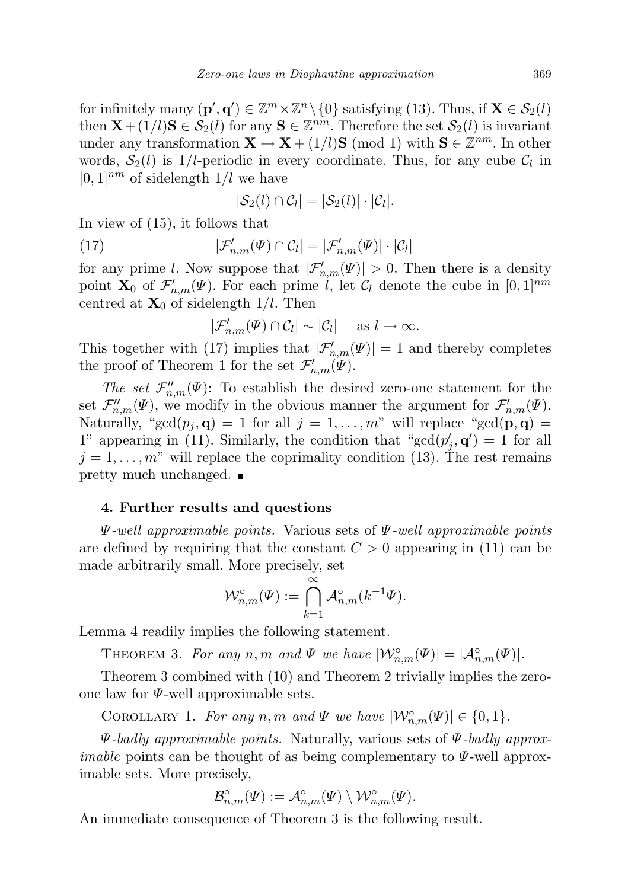for infinitely many $(\mathbf{p}', \mathbf{q}') \in \mathbb{Z}^m \times \mathbb{Z}^n \setminus \{0\}$ satisfying (13). Thus, if $\mathbf{X} \in \mathcal{S}_2(l)$ then $\mathbf{X} + (1/l)\mathbf{S} \in \mathcal{S}_2(l)$ for any $\mathbf{S} \in \mathbb{Z}^{nm}$. Therefore the set $\mathcal{S}_2(l)$ is invariant under any transformation $\mathbf{X} \mapsto \mathbf{X} + (1/l)\mathbf{S} \pmod 1$ with $\mathbf{S} \in \mathbb{Z}^{nm}$. In other words, $\mathcal{S}_2(l)$ is $1/l$-periodic in every coordinate. Thus, for any cube $\mathcal{C}_l$ in $[0,1]^{nm}$ of sidelength $1/l$ we have

$$|\mathcal{S}_2(l) \cap \mathcal{C}_l| = |\mathcal{S}_2(l)| \cdot |\mathcal{C}_l|.$$

In view of (15), it follows that

$$|\mathcal{F}'_{n,m}(\Psi) \cap \mathcal{C}_l| = |\mathcal{F}'_{n,m}(\Psi)| \cdot |\mathcal{C}_l| \tag{17}$$

for any prime $l$. Now suppose that $|\mathcal{F}'_{n,m}(\Psi)| > 0$. Then there is a density point $\mathbf{X}_0$ of $\mathcal{F}'_{n,m}(\Psi)$. For each prime $l$, let $\mathcal{C}_l$ denote the cube in $[0,1]^{nm}$ centred at $\mathbf{X}_0$ of sidelength $1/l$. Then

$$|\mathcal{F}'_{n,m}(\Psi) \cap \mathcal{C}_l| \sim |\mathcal{C}_l| \quad \text{as } l \to \infty.$$

This together with (17) implies that $|\mathcal{F}'_{n,m}(\Psi)| = 1$ and thereby completes the proof of Theorem 1 for the set $\mathcal{F}'_{n,m}(\Psi)$.

*The set* $\mathcal{F}''_{n,m}(\Psi)$: To establish the desired zero-one statement for the set $\mathcal{F}''_{n,m}(\Psi)$, we modify in the obvious manner the argument for $\mathcal{F}'_{n,m}(\Psi)$. Naturally, "$\gcd(p_j, \mathbf{q}) = 1$ for all $j = 1, \ldots, m$" will replace "$\gcd(\mathbf{p}, \mathbf{q}) = 1$" appearing in (11). Similarly, the condition that "$\gcd(p'_j, \mathbf{q}') = 1$ for all $j = 1, \ldots, m$" will replace the coprimality condition (13). The rest remains pretty much unchanged. ∎

**4. Further results and questions**

*$\Psi$-well approximable points.* Various sets of *$\Psi$-well approximable points* are defined by requiring that the constant $C > 0$ appearing in (11) can be made arbitrarily small. More precisely, set

$$\mathcal{W}^\circ_{n,m}(\Psi) := \bigcap_{k=1}^{\infty} \mathcal{A}^\circ_{n,m}(k^{-1}\Psi).$$

Lemma 4 readily implies the following statement.

THEOREM 3. *For any $n, m$ and $\Psi$ we have $|\mathcal{W}^\circ_{n,m}(\Psi)| = |\mathcal{A}^\circ_{n,m}(\Psi)|$.*

Theorem 3 combined with (10) and Theorem 2 trivially implies the zero-one law for $\Psi$-well approximable sets.

COROLLARY 1. *For any $n, m$ and $\Psi$ we have $|\mathcal{W}^\circ_{n,m}(\Psi)| \in \{0, 1\}$.*

*$\Psi$-badly approximable points.* Naturally, various sets of *$\Psi$-badly approximable* points can be thought of as being complementary to $\Psi$-well approximable sets. More precisely,

$$\mathcal{B}^\circ_{n,m}(\Psi) := \mathcal{A}^\circ_{n,m}(\Psi) \setminus \mathcal{W}^\circ_{n,m}(\Psi).$$

An immediate consequence of Theorem 3 is the following result.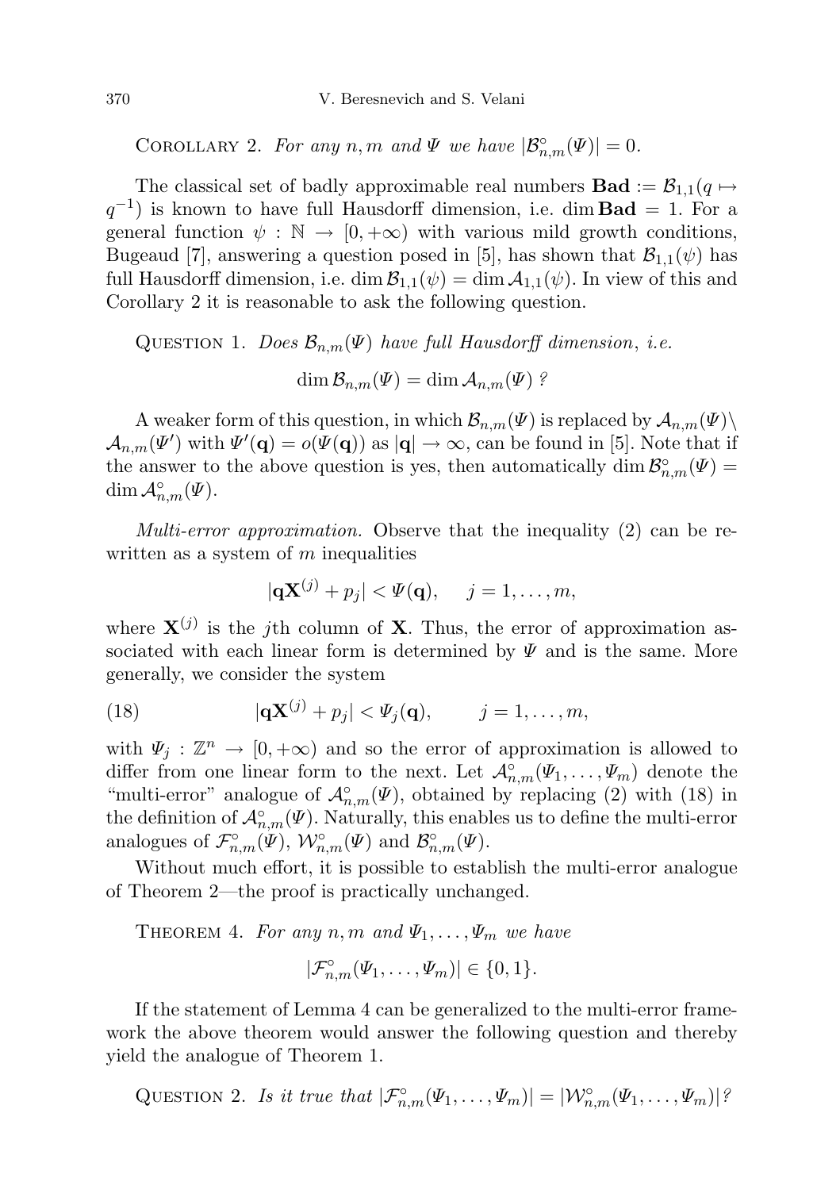COROLLARY 2. *For any $n, m$ and $\Psi$ we have $|\mathcal{B}^{\circ}_{n,m}(\Psi)| = 0$.*

The classical set of badly approximable real numbers $\mathbf{Bad} := \mathcal{B}_{1,1}(q \mapsto q^{-1})$ is known to have full Hausdorff dimension, i.e. $\dim \mathbf{Bad} = 1$. For a general function $\psi : \mathbb{N} \to [0, +\infty)$ with various mild growth conditions, Bugeaud [7], answering a question posed in [5], has shown that $\mathcal{B}_{1,1}(\psi)$ has full Hausdorff dimension, i.e. $\dim \mathcal{B}_{1,1}(\psi) = \dim \mathcal{A}_{1,1}(\psi)$. In view of this and Corollary 2 it is reasonable to ask the following question.

QUESTION 1. *Does $\mathcal{B}_{n,m}(\Psi)$ have full Hausdorff dimension, i.e.*

$$\dim \mathcal{B}_{n,m}(\Psi) = \dim \mathcal{A}_{n,m}(\Psi) \text{ ?}$$

A weaker form of this question, in which $\mathcal{B}_{n,m}(\Psi)$ is replaced by $\mathcal{A}_{n,m}(\Psi) \setminus \mathcal{A}_{n,m}(\Psi')$ with $\Psi'(\mathbf{q}) = o(\Psi(\mathbf{q}))$ as $|\mathbf{q}| \to \infty$, can be found in [5]. Note that if the answer to the above question is yes, then automatically $\dim \mathcal{B}^{\circ}_{n,m}(\Psi) = \dim \mathcal{A}^{\circ}_{n,m}(\Psi)$.

*Multi-error approximation.* Observe that the inequality (2) can be rewritten as a system of $m$ inequalities

$$|\mathbf{q}\mathbf{X}^{(j)} + p_j| < \Psi(\mathbf{q}), \quad j = 1, \ldots, m,$$

where $\mathbf{X}^{(j)}$ is the $j$th column of $\mathbf{X}$. Thus, the error of approximation associated with each linear form is determined by $\Psi$ and is the same. More generally, we consider the system

$$|\mathbf{q}\mathbf{X}^{(j)} + p_j| < \Psi_j(\mathbf{q}), \qquad j = 1, \ldots, m, \tag{18}$$

with $\Psi_j : \mathbb{Z}^n \to [0, +\infty)$ and so the error of approximation is allowed to differ from one linear form to the next. Let $\mathcal{A}^{\circ}_{n,m}(\Psi_1, \ldots, \Psi_m)$ denote the "multi-error" analogue of $\mathcal{A}^{\circ}_{n,m}(\Psi)$, obtained by replacing (2) with (18) in the definition of $\mathcal{A}^{\circ}_{n,m}(\Psi)$. Naturally, this enables us to define the multi-error analogues of $\mathcal{F}^{\circ}_{n,m}(\Psi)$, $\mathcal{W}^{\circ}_{n,m}(\Psi)$ and $\mathcal{B}^{\circ}_{n,m}(\Psi)$.

Without much effort, it is possible to establish the multi-error analogue of Theorem 2—the proof is practically unchanged.

THEOREM 4. *For any $n, m$ and $\Psi_1, \ldots, \Psi_m$ we have*

$$|\mathcal{F}^{\circ}_{n,m}(\Psi_1, \ldots, \Psi_m)| \in \{0, 1\}.$$

If the statement of Lemma 4 can be generalized to the multi-error framework the above theorem would answer the following question and thereby yield the analogue of Theorem 1.

QUESTION 2. *Is it true that $|\mathcal{F}^{\circ}_{n,m}(\Psi_1, \ldots, \Psi_m)| = |\mathcal{W}^{\circ}_{n,m}(\Psi_1, \ldots, \Psi_m)|$?*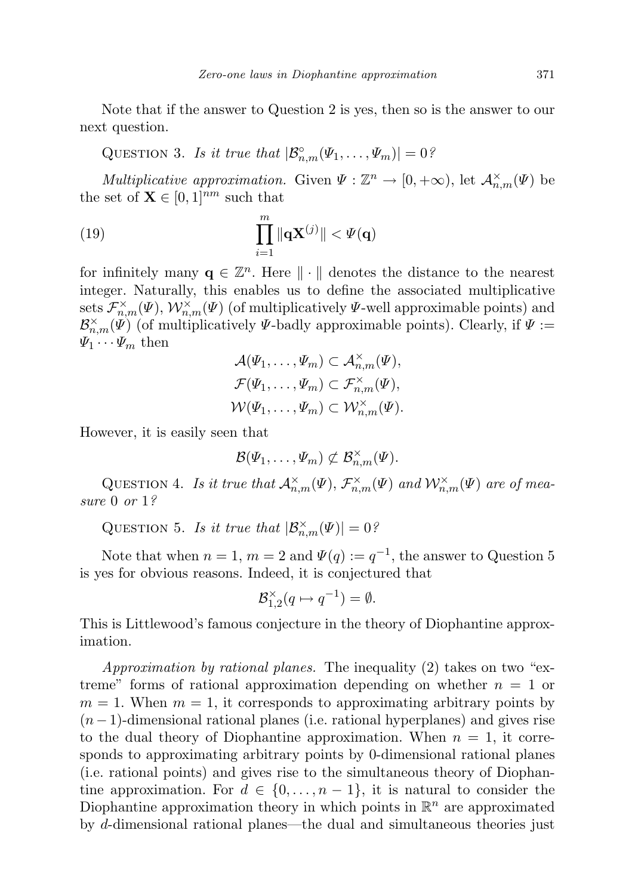Note that if the answer to Question 2 is yes, then so is the answer to our next question.

QUESTION 3. *Is it true that* $|\mathcal{B}^{\circ}_{n,m}(\Psi_1,\dots,\Psi_m)| = 0$*?*

*Multiplicative approximation.* Given $\Psi : \mathbb{Z}^n \to [0,+\infty)$, let $\mathcal{A}^{\times}_{n,m}(\Psi)$ be the set of $\mathbf{X} \in [0,1]^{nm}$ such that

$$\prod_{i=1}^{m} \|\mathbf{q}\mathbf{X}^{(j)}\| < \Psi(\mathbf{q}) \tag{19}$$

for infinitely many $\mathbf{q} \in \mathbb{Z}^n$. Here $\|\cdot\|$ denotes the distance to the nearest integer. Naturally, this enables us to define the associated multiplicative sets $\mathcal{F}^{\times}_{n,m}(\Psi)$, $\mathcal{W}^{\times}_{n,m}(\Psi)$ (of multiplicatively $\Psi$-well approximable points) and $\mathcal{B}^{\times}_{n,m}(\Psi)$ (of multiplicatively $\Psi$-badly approximable points). Clearly, if $\Psi := \Psi_1 \cdots \Psi_m$ then

$$\mathcal{A}(\Psi_1,\dots,\Psi_m) \subset \mathcal{A}^{\times}_{n,m}(\Psi),$$
$$\mathcal{F}(\Psi_1,\dots,\Psi_m) \subset \mathcal{F}^{\times}_{n,m}(\Psi),$$
$$\mathcal{W}(\Psi_1,\dots,\Psi_m) \subset \mathcal{W}^{\times}_{n,m}(\Psi).$$

However, it is easily seen that

$$\mathcal{B}(\Psi_1,\dots,\Psi_m) \not\subset \mathcal{B}^{\times}_{n,m}(\Psi).$$

QUESTION 4. *Is it true that* $\mathcal{A}^{\times}_{n,m}(\Psi)$, $\mathcal{F}^{\times}_{n,m}(\Psi)$ *and* $\mathcal{W}^{\times}_{n,m}(\Psi)$ *are of measure* 0 *or* 1*?*

QUESTION 5. *Is it true that* $|\mathcal{B}^{\times}_{n,m}(\Psi)| = 0$*?*

Note that when $n = 1$, $m = 2$ and $\Psi(q) := q^{-1}$, the answer to Question 5 is yes for obvious reasons. Indeed, it is conjectured that

$$\mathcal{B}^{\times}_{1,2}(q \mapsto q^{-1}) = \emptyset.$$

This is Littlewood's famous conjecture in the theory of Diophantine approximation.

*Approximation by rational planes.* The inequality (2) takes on two "extreme" forms of rational approximation depending on whether $n = 1$ or $m = 1$. When $m = 1$, it corresponds to approximating arbitrary points by $(n-1)$-dimensional rational planes (i.e. rational hyperplanes) and gives rise to the dual theory of Diophantine approximation. When $n = 1$, it corresponds to approximating arbitrary points by 0-dimensional rational planes (i.e. rational points) and gives rise to the simultaneous theory of Diophantine approximation. For $d \in \{0,\dots,n-1\}$, it is natural to consider the Diophantine approximation theory in which points in $\mathbb{R}^n$ are approximated by $d$-dimensional rational planes—the dual and simultaneous theories just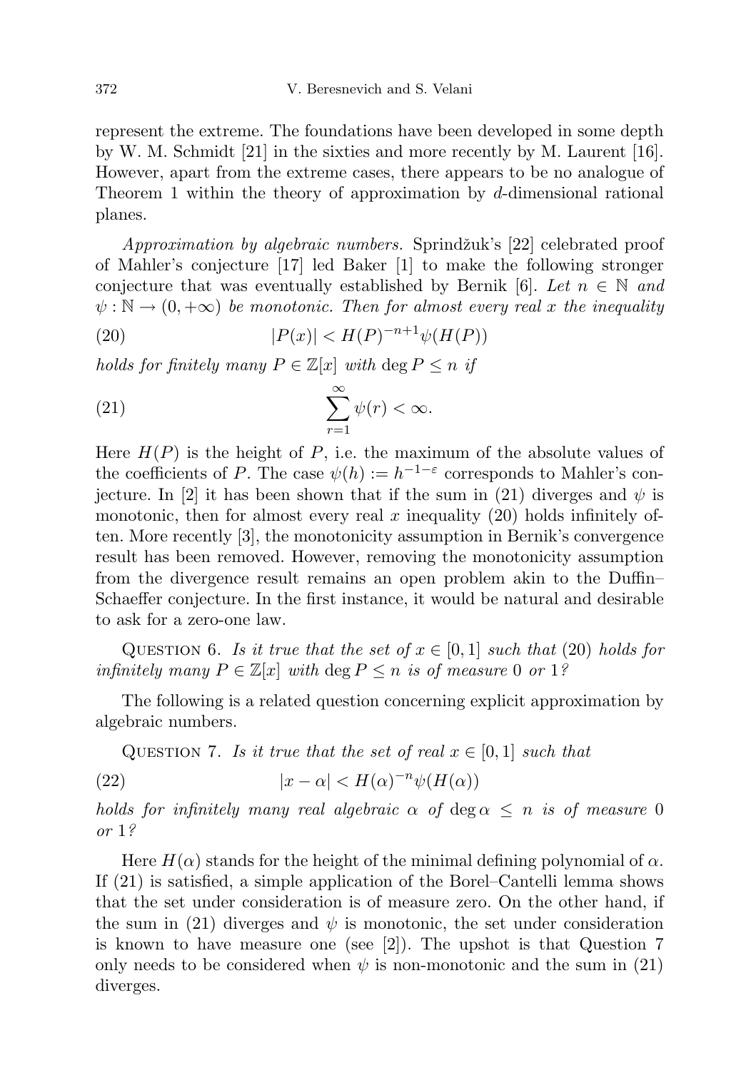represent the extreme. The foundations have been developed in some depth by W. M. Schmidt [21] in the sixties and more recently by M. Laurent [16]. However, apart from the extreme cases, there appears to be no analogue of Theorem 1 within the theory of approximation by $d$-dimensional rational planes.

*Approximation by algebraic numbers.* Sprindžuk's [22] celebrated proof of Mahler's conjecture [17] led Baker [1] to make the following stronger conjecture that was eventually established by Bernik [6]. *Let $n \in \mathbb{N}$ and $\psi : \mathbb{N} \to (0, +\infty)$ be monotonic. Then for almost every real $x$ the inequality*

$$|P(x)| < H(P)^{-n+1}\psi(H(P)) \tag{20}$$

*holds for finitely many $P \in \mathbb{Z}[x]$ with $\deg P \leq n$ if*

$$\sum_{r=1}^{\infty} \psi(r) < \infty. \tag{21}$$

Here $H(P)$ is the height of $P$, i.e. the maximum of the absolute values of the coefficients of $P$. The case $\psi(h) := h^{-1-\varepsilon}$ corresponds to Mahler's conjecture. In [2] it has been shown that if the sum in (21) diverges and $\psi$ is monotonic, then for almost every real $x$ inequality (20) holds infinitely often. More recently [3], the monotonicity assumption in Bernik's convergence result has been removed. However, removing the monotonicity assumption from the divergence result remains an open problem akin to the Duffin–Schaeffer conjecture. In the first instance, it would be natural and desirable to ask for a zero-one law.

Question 6. *Is it true that the set of $x \in [0, 1]$ such that (20) holds for infinitely many $P \in \mathbb{Z}[x]$ with $\deg P \leq n$ is of measure 0 or 1?*

The following is a related question concerning explicit approximation by algebraic numbers.

Question 7. *Is it true that the set of real $x \in [0, 1]$ such that*

$$|x - \alpha| < H(\alpha)^{-n}\psi(H(\alpha)) \tag{22}$$

*holds for infinitely many real algebraic $\alpha$ of $\deg \alpha \leq n$ is of measure 0 or 1?*

Here $H(\alpha)$ stands for the height of the minimal defining polynomial of $\alpha$. If (21) is satisfied, a simple application of the Borel–Cantelli lemma shows that the set under consideration is of measure zero. On the other hand, if the sum in (21) diverges and $\psi$ is monotonic, the set under consideration is known to have measure one (see [2]). The upshot is that Question 7 only needs to be considered when $\psi$ is non-monotonic and the sum in (21) diverges.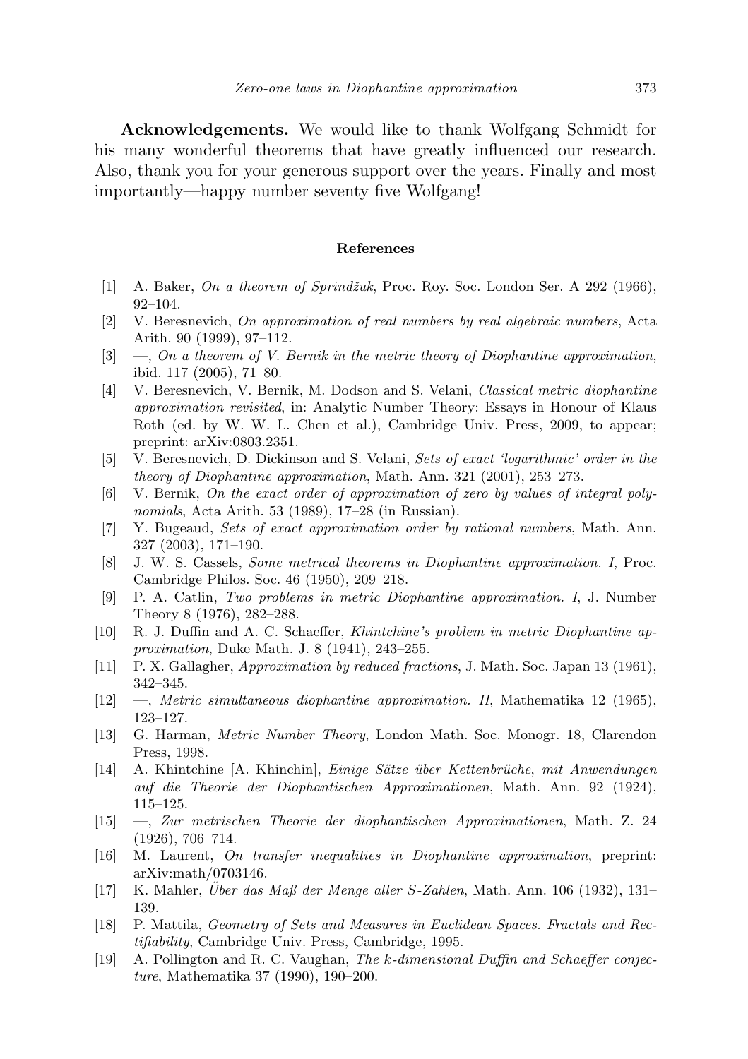**Acknowledgements.** We would like to thank Wolfgang Schmidt for his many wonderful theorems that have greatly influenced our research. Also, thank you for your generous support over the years. Finally and most importantly—happy number seventy five Wolfgang!

## References

[1] A. Baker, *On a theorem of Sprindžuk*, Proc. Roy. Soc. London Ser. A 292 (1966), 92–104.

[2] V. Beresnevich, *On approximation of real numbers by real algebraic numbers*, Acta Arith. 90 (1999), 97–112.

[3] —, *On a theorem of V. Bernik in the metric theory of Diophantine approximation*, ibid. 117 (2005), 71–80.

[4] V. Beresnevich, V. Bernik, M. Dodson and S. Velani, *Classical metric diophantine approximation revisited*, in: Analytic Number Theory: Essays in Honour of Klaus Roth (ed. by W. W. L. Chen et al.), Cambridge Univ. Press, 2009, to appear; preprint: arXiv:0803.2351.

[5] V. Beresnevich, D. Dickinson and S. Velani, *Sets of exact 'logarithmic' order in the theory of Diophantine approximation*, Math. Ann. 321 (2001), 253–273.

[6] V. Bernik, *On the exact order of approximation of zero by values of integral polynomials*, Acta Arith. 53 (1989), 17–28 (in Russian).

[7] Y. Bugeaud, *Sets of exact approximation order by rational numbers*, Math. Ann. 327 (2003), 171–190.

[8] J. W. S. Cassels, *Some metrical theorems in Diophantine approximation. I*, Proc. Cambridge Philos. Soc. 46 (1950), 209–218.

[9] P. A. Catlin, *Two problems in metric Diophantine approximation. I*, J. Number Theory 8 (1976), 282–288.

[10] R. J. Duffin and A. C. Schaeffer, *Khintchine's problem in metric Diophantine approximation*, Duke Math. J. 8 (1941), 243–255.

[11] P. X. Gallagher, *Approximation by reduced fractions*, J. Math. Soc. Japan 13 (1961), 342–345.

[12] —, *Metric simultaneous diophantine approximation. II*, Mathematika 12 (1965), 123–127.

[13] G. Harman, *Metric Number Theory*, London Math. Soc. Monogr. 18, Clarendon Press, 1998.

[14] A. Khintchine [A. Khinchin], *Einige Sätze über Kettenbrüche, mit Anwendungen auf die Theorie der Diophantischen Approximationen*, Math. Ann. 92 (1924), 115–125.

[15] —, *Zur metrischen Theorie der diophantischen Approximationen*, Math. Z. 24 (1926), 706–714.

[16] M. Laurent, *On transfer inequalities in Diophantine approximation*, preprint: arXiv:math/0703146.

[17] K. Mahler, *Über das Maß der Menge aller S-Zahlen*, Math. Ann. 106 (1932), 131–139.

[18] P. Mattila, *Geometry of Sets and Measures in Euclidean Spaces. Fractals and Rectifiability*, Cambridge Univ. Press, Cambridge, 1995.

[19] A. Pollington and R. C. Vaughan, *The k-dimensional Duffin and Schaeffer conjecture*, Mathematika 37 (1990), 190–200.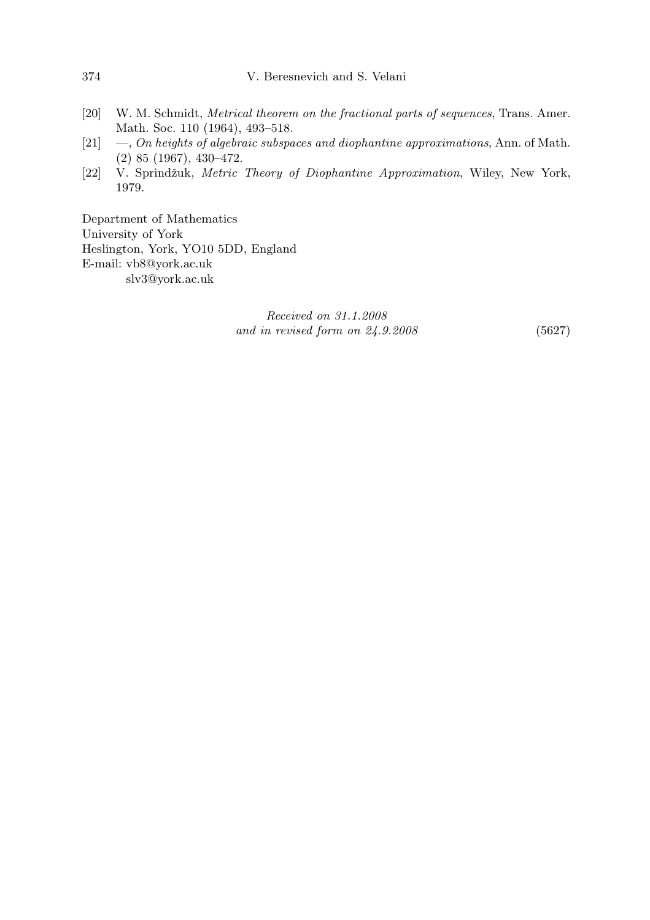[20] W. M. Schmidt, *Metrical theorem on the fractional parts of sequences*, Trans. Amer. Math. Soc. 110 (1964), 493–518.

[21] —, *On heights of algebraic subspaces and diophantine approximations*, Ann. of Math. (2) 85 (1967), 430–472.

[22] V. Sprindžuk, *Metric Theory of Diophantine Approximation*, Wiley, New York, 1979.

Department of Mathematics
University of York
Heslington, York, YO10 5DD, England
E-mail: vb8@york.ac.uk
slv3@york.ac.uk

*Received on 31.1.2008*
*and in revised form on 24.9.2008* (5627)